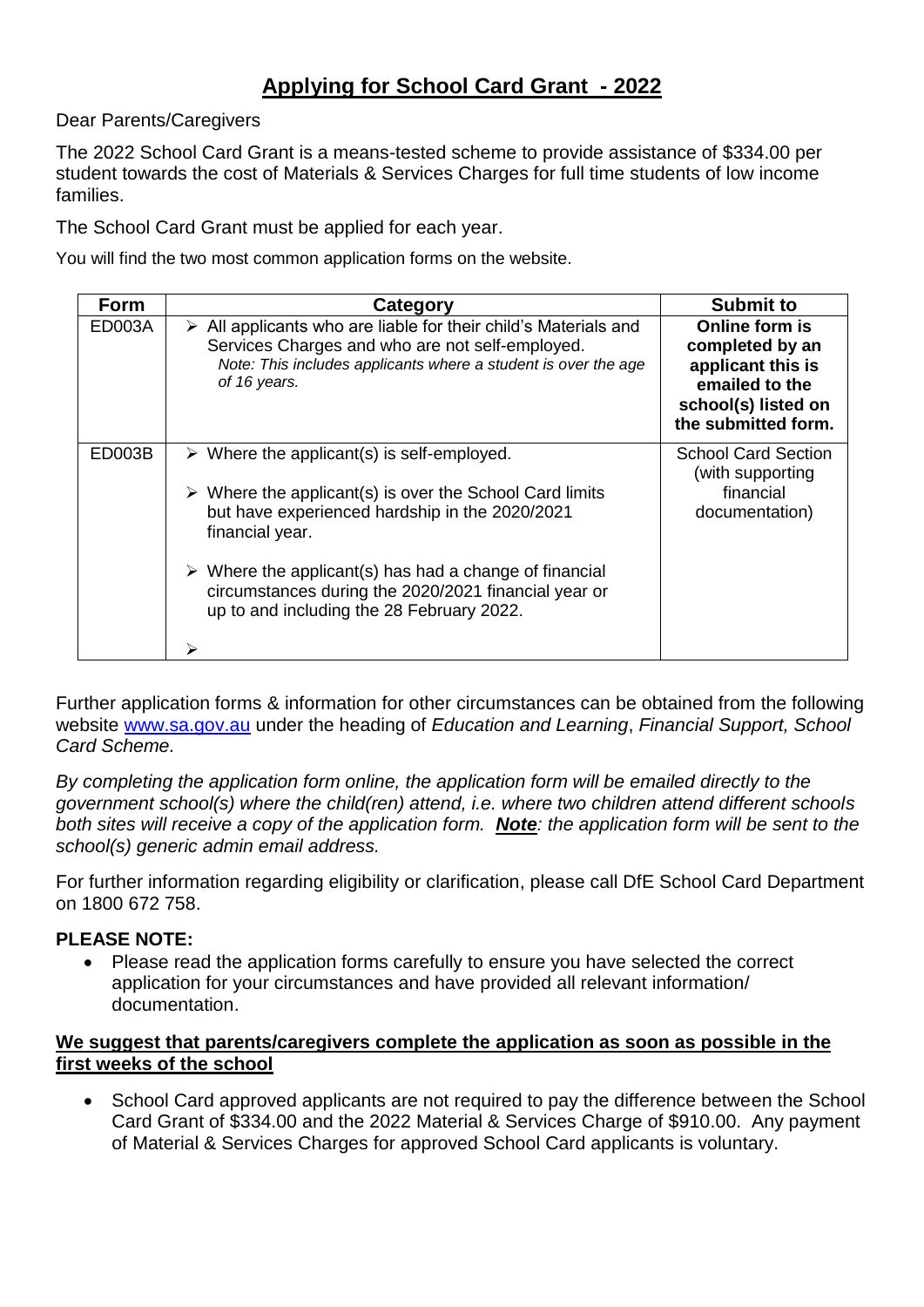# <u>Applying for School Card Grant - 2022</u>

Dear Parents/Caregivers

The 2022 School Card Grant is a means-tested scheme to provide assistance of $334.00 per student towards the cost of Materials & Services Charges for full time students of low income families.

The School Card Grant must be applied for each year.

You will find the two most common application forms on the website.

| Form | Category | Submit to |
|---|---|---|
| ED003A | ➢ All applicants who are liable for their child's Materials and Services Charges and who are not self-employed.<br>*Note: This includes applicants where a student is over the age of 16 years.* | **Online form is completed by an applicant this is emailed to the school(s) listed on the submitted form.** |
| ED003B | ➢ Where the applicant(s) is self-employed.<br>➢ Where the applicant(s) is over the School Card limits but have experienced hardship in the 2020/2021 financial year.<br>➢ Where the applicant(s) has had a change of financial circumstances during the 2020/2021 financial year or up to and including the 28 February 2022.<br>➢ | School Card Section (with supporting financial documentation) |

Further application forms & information for other circumstances can be obtained from the following website [www.sa.gov.au](http://www.sa.gov.au) under the heading of *Education and Learning*, *Financial Support, School Card Scheme.*

*By completing the application form online, the application form will be emailed directly to the government school(s) where the child(ren) attend, i.e. where two children attend different schools both sites will receive a copy of the application form. **<u>Note</u>**: the application form will be sent to the school(s) generic admin email address.*

For further information regarding eligibility or clarification, please call DfE School Card Department on 1800 672 758.

**PLEASE NOTE:**

- Please read the application forms carefully to ensure you have selected the correct application for your circumstances and have provided all relevant information/ documentation.

**<u>We suggest that parents/caregivers complete the application as soon as possible in the first weeks of the school</u>**

- School Card approved applicants are not required to pay the difference between the School Card Grant of $334.00 and the 2022 Material & Services Charge of $910.00. Any payment of Material & Services Charges for approved School Card applicants is voluntary.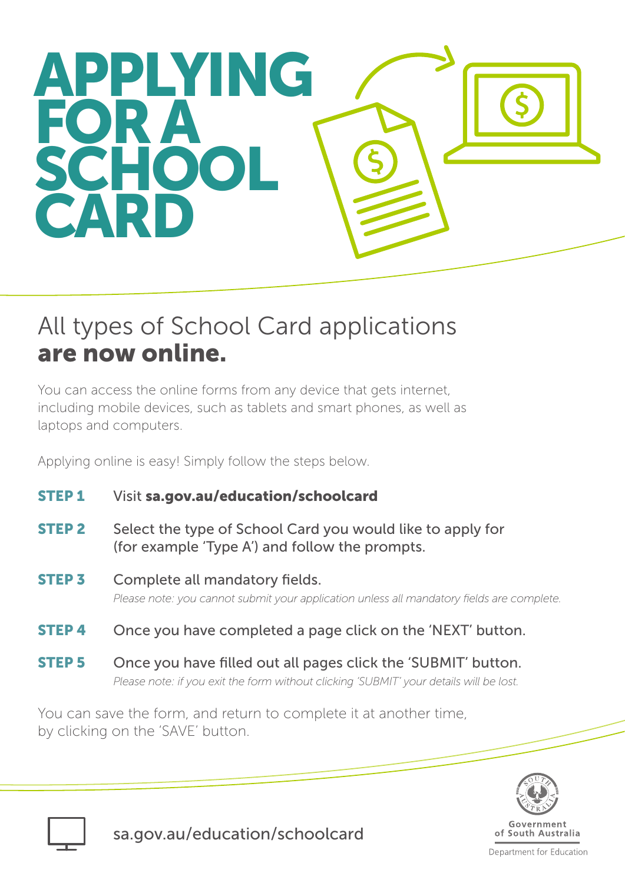# APPLYING FOR A SCHOOL CARD

## All types of School Card applications **are now online.**

You can access the online forms from any device that gets internet, including mobile devices, such as tablets and smart phones, as well as laptops and computers.

Applying online is easy! Simply follow the steps below.

**STEP 1** Visit **sa.gov.au/education/schoolcard**

**STEP 2** Select the type of School Card you would like to apply for (for example 'Type A') and follow the prompts.

**STEP 3** Complete all mandatory fields.
*Please note: you cannot submit your application unless all mandatory fields are complete.*

**STEP 4** Once you have completed a page click on the 'NEXT' button.

**STEP 5** Once you have filled out all pages click the 'SUBMIT' button.
*Please note: if you exit the form without clicking 'SUBMIT' your details will be lost.*

You can save the form, and return to complete it at another time, by clicking on the 'SAVE' button.

sa.gov.au/education/schoolcard

Government of South Australia
Department for Education